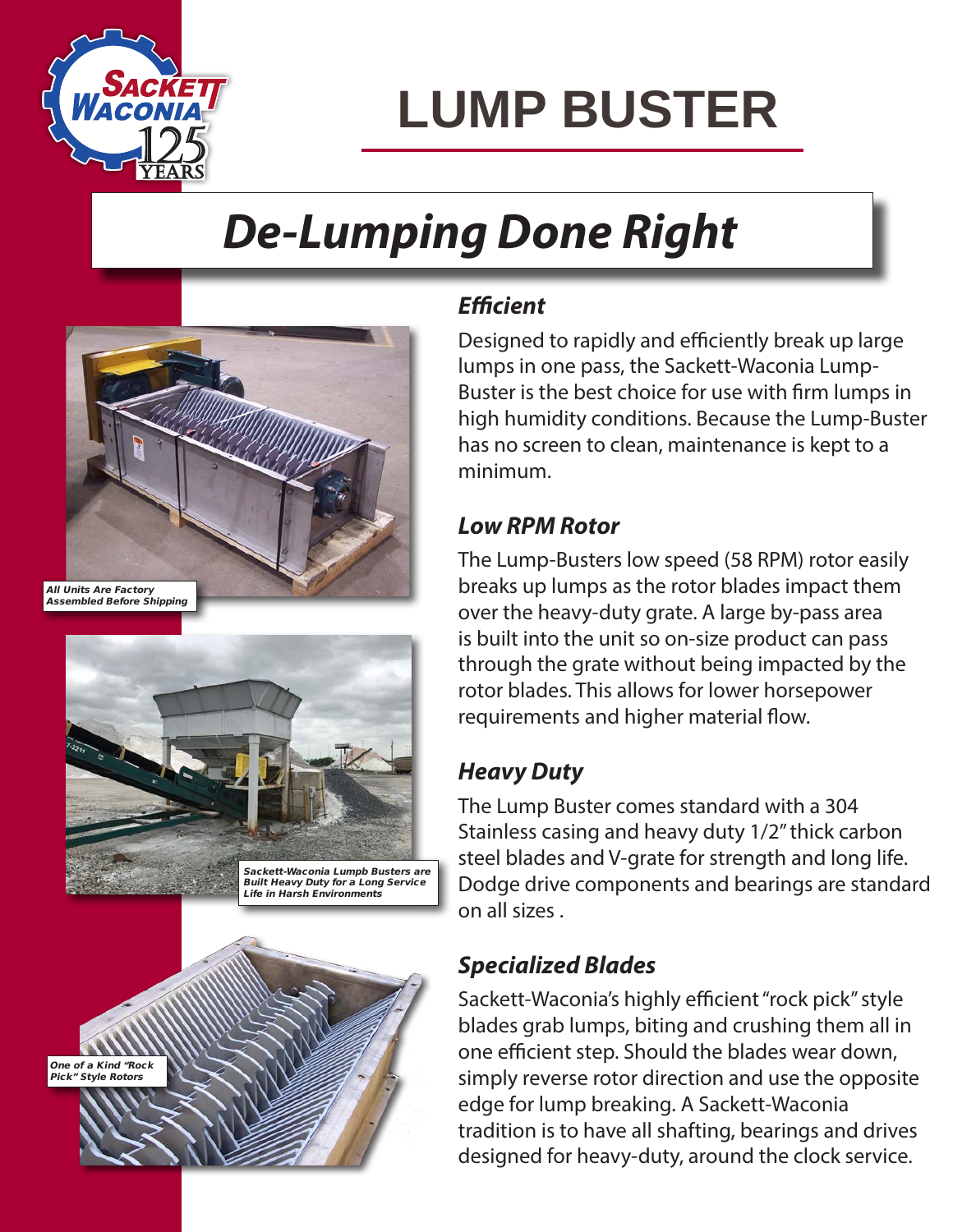# LUMP BUSTER

## De-Lumping Done Right

All Units Are Factory Assembled Before Shipping

Sackett-Waconia Lumpb Busters are Built Heavy Duty for a Long Service Life in Harsh Environments

One of a Kind "Rock Pick" Style Rotors

### Efficient

Designed to rapidly and efficiently break up large lumps in one pass, the Sackett-Waconia Lump-Buster is the best choice for use with firm lumps in high humidity conditions. Because the Lump-Buster has no screen to clean, maintenance is kept to a minimum.

### Low RPM Rotor

The Lump-Busters low speed (58 RPM) rotor easily breaks up lumps as the rotor blades impact them over the heavy-duty grate. A large by-pass area is built into the unit so on-size product can pass through the grate without being impacted by the rotor blades. This allows for lower horsepower requirements and higher material flow.

### Heavy Duty

The Lump Buster comes standard with a 304 Stainless casing and heavy duty 1/2" thick carbon steel blades and V-grate for strength and long life. Dodge drive components and bearings are standard on all sizes .

### Specialized Blades

Sackett-Waconia's highly efficient "rock pick" style blades grab lumps, biting and crushing them all in one efficient step. Should the blades wear down, simply reverse rotor direction and use the opposite edge for lump breaking. A Sackett-Waconia tradition is to have all shafting, bearings and drives designed for heavy-duty, around the clock service.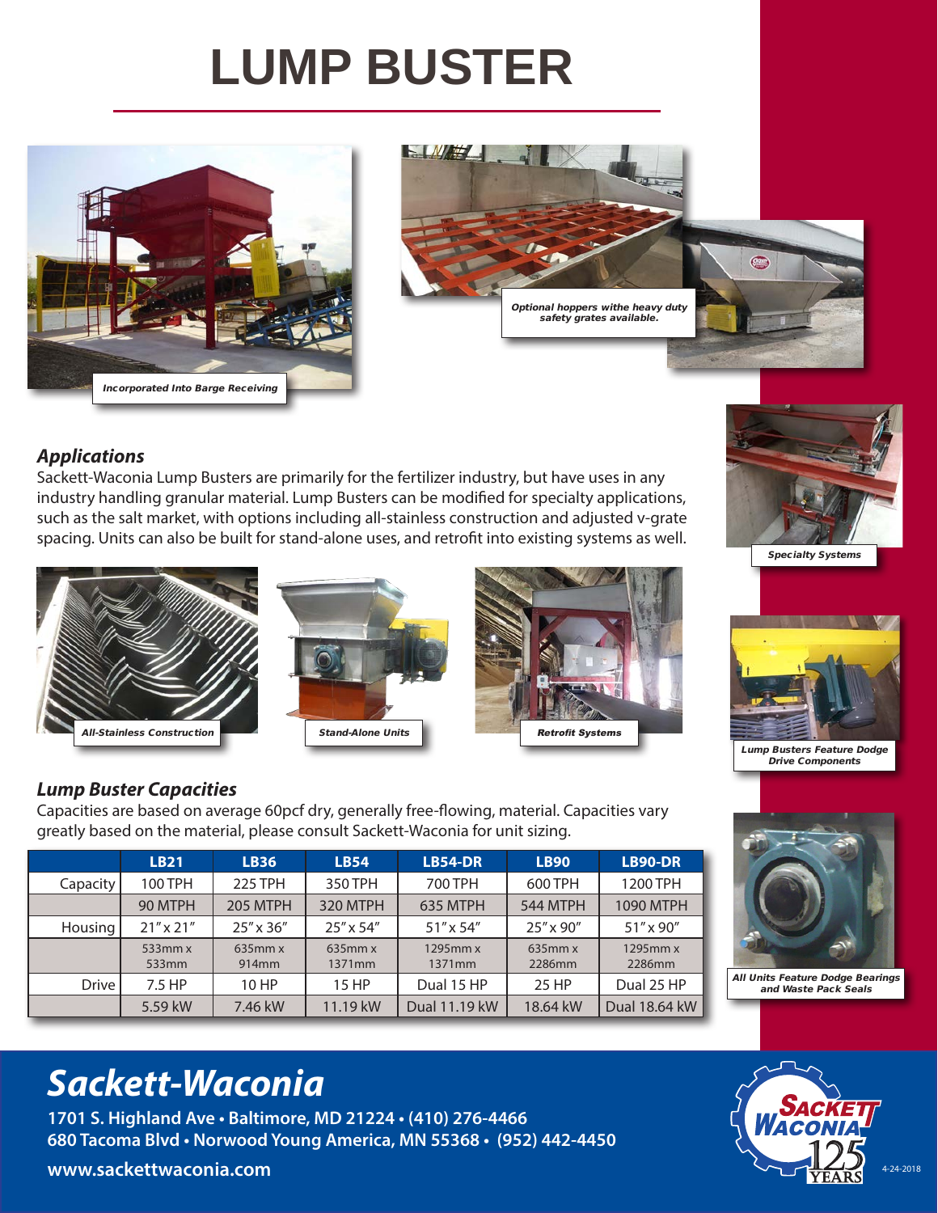# LUMP BUSTER

Incorporated Into Barge Receiving

Optional hoppers withe heavy duty safety grates available.

Specialty Systems

### *Applications*

Sackett-Waconia Lump Busters are primarily for the fertilizer industry, but have uses in any industry handling granular material. Lump Busters can be modified for specialty applications, such as the salt market, with options including all-stainless construction and adjusted v-grate spacing. Units can also be built for stand-alone uses, and retrofit into existing systems as well.

All-Stainless Construction

Stand-Alone Units

Retrofit Systems

Lump Busters Feature Dodge Drive Components

### *Lump Buster Capacities*

Capacities are based on average 60pcf dry, generally free-flowing, material. Capacities vary greatly based on the material, please consult Sackett-Waconia for unit sizing.

| | LB21 | LB36 | LB54 | LB54-DR | LB90 | LB90-DR |
|---|---|---|---|---|---|---|
| Capacity | 100 TPH | 225 TPH | 350 TPH | 700 TPH | 600 TPH | 1200 TPH |
| | 90 MTPH | 205 MTPH | 320 MTPH | 635 MTPH | 544 MTPH | 1090 MTPH |
| Housing | 21" x 21" | 25" x 36" | 25" x 54" | 51" x 54" | 25" x 90" | 51" x 90" |
| | 533mm x 533mm | 635mm x 914mm | 635mm x 1371mm | 1295mm x 1371mm | 635mm x 2286mm | 1295mm x 2286mm |
| Drive | 7.5 HP | 10 HP | 15 HP | Dual 15 HP | 25 HP | Dual 25 HP |
| | 5.59 kW | 7.46 kW | 11.19 kW | Dual 11.19 kW | 18.64 kW | Dual 18.64 kW |

All Units Feature Dodge Bearings and Waste Pack Seals

## *Sackett-Waconia*

**1701 S. Highland Ave • Baltimore, MD 21224 • (410) 276-4466**
**680 Tacoma Blvd • Norwood Young America, MN 55368 • (952) 442-4450**

**www.sackettwaconia.com**

SACKETT WACONIA 125 YEARS

4-24-2018